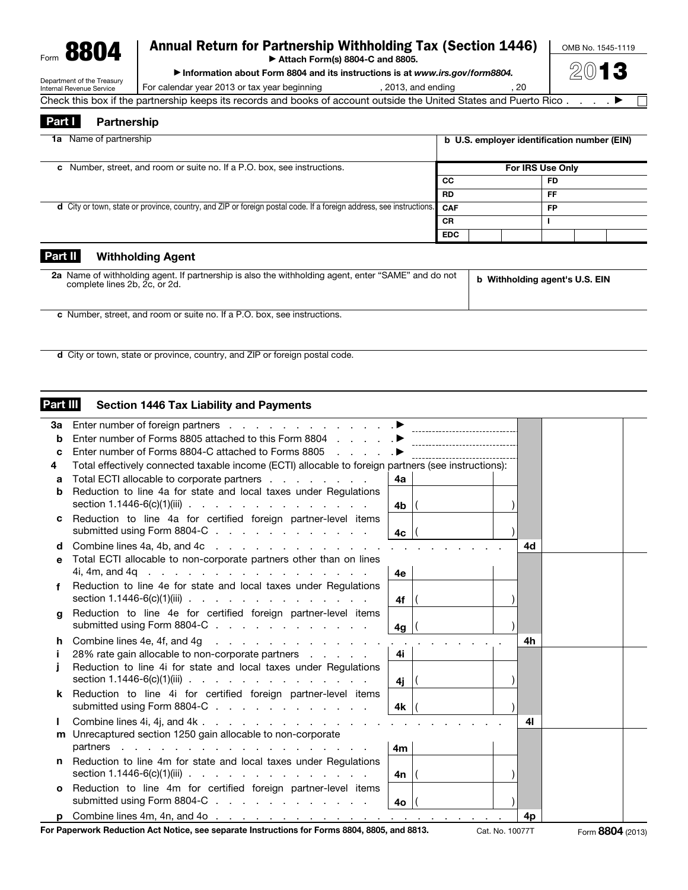Form **8804**

Department of the Treasury
Internal Revenue Service

# Annual Return for Partnership Withholding Tax (Section 1446)

▶ Attach Form(s) 8804-C and 8805.

▶ Information about Form 8804 and its instructions is at *www.irs.gov/form8804.*

For calendar year 2013 or tax year beginning , 2013, and ending , 20

OMB No. 1545-1119

**2013**

Check this box if the partnership keeps its records and books of account outside the United States and Puerto Rico . . . . ▶ ☐

## Part I Partnership

| | |
|---|---|
| **1a** Name of partnership | **b** U.S. employer identification number (EIN) |
| **c** Number, street, and room or suite no. If a P.O. box, see instructions. | For IRS Use Only: CC, FD, RD, FF |
| **d** City or town, state or province, country, and ZIP or foreign postal code. If a foreign address, see instructions. | CAF, FP, CR, I, EDC |

## Part II Withholding Agent

| | |
|---|---|
| **2a** Name of withholding agent. If partnership is also the withholding agent, enter "SAME" and do not complete lines 2b, 2c, or 2d. | **b** Withholding agent's U.S. EIN |
| **c** Number, street, and room or suite no. If a P.O. box, see instructions. | |
| **d** City or town, state or province, country, and ZIP or foreign postal code. | |

## Part III Section 1446 Tax Liability and Payments

| Line | Description | | | | |
|---|---|---|---|---|---|
| **3a** | Enter number of foreign partners . . . . . . . . . . . . . . ▶ | | | | |
| **b** | Enter number of Forms 8805 attached to this Form 8804 . . . . . ▶ | | | | |
| **c** | Enter number of Forms 8804-C attached to Forms 8805 . . . . . ▶ | | | | |
| **4** | Total effectively connected taxable income (ECTI) allocable to foreign partners (see instructions): | | | | |
| **a** | Total ECTI allocable to corporate partners . . . . . . . . . | 4a | | | |
| **b** | Reduction to line 4a for state and local taxes under Regulations section 1.1446-6(c)(1)(iii) . . . . . . . . . . . . . . . . | 4b | ( ) | | |
| **c** | Reduction to line 4a for certified foreign partner-level items submitted using Form 8804-C . . . . . . . . . . . . . | 4c | ( ) | | |
| **d** | Combine lines 4a, 4b, and 4c . . . . . . . . . . . . . . . . . . . . . . . . | | | 4d | |
| **e** | Total ECTI allocable to non-corporate partners other than on lines 4i, 4m, and 4q . . . . . . . . . . . . . . . . . . | 4e | | | |
| **f** | Reduction to line 4e for state and local taxes under Regulations section 1.1446-6(c)(1)(iii) . . . . . . . . . . . . . . . . | 4f | ( ) | | |
| **g** | Reduction to line 4e for certified foreign partner-level items submitted using Form 8804-C . . . . . . . . . . . . . | 4g | ( ) | | |
| **h** | Combine lines 4e, 4f, and 4g . . . . . . . . . . . . . . . . . . . . . . . . | | | 4h | |
| **i** | 28% rate gain allocable to non-corporate partners . . . . . . | 4i | | | |
| **j** | Reduction to line 4i for state and local taxes under Regulations section 1.1446-6(c)(1)(iii) . . . . . . . . . . . . . . . . | 4j | ( ) | | |
| **k** | Reduction to line 4i for certified foreign partner-level items submitted using Form 8804-C . . . . . . . . . . . . . | 4k | ( ) | | |
| **l** | Combine lines 4i, 4j, and 4k . . . . . . . . . . . . . . . . . . . . . . . . | | | 4l | |
| **m** | Unrecaptured section 1250 gain allocable to non-corporate partners . . . . . . . . . . . . . . . . . . . . . | 4m | | | |
| **n** | Reduction to line 4m for state and local taxes under Regulations section 1.1446-6(c)(1)(iii) . . . . . . . . . . . . . . . . | 4n | ( ) | | |
| **o** | Reduction to line 4m for certified foreign partner-level items submitted using Form 8804-C . . . . . . . . . . . . . | 4o | ( ) | | |
| **p** | Combine lines 4m, 4n, and 4o . . . . . . . . . . . . . . . . . . . . . . . . | | | 4p | |

**For Paperwork Reduction Act Notice, see separate Instructions for Forms 8804, 8805, and 8813.** Cat. No. 10077T Form **8804** (2013)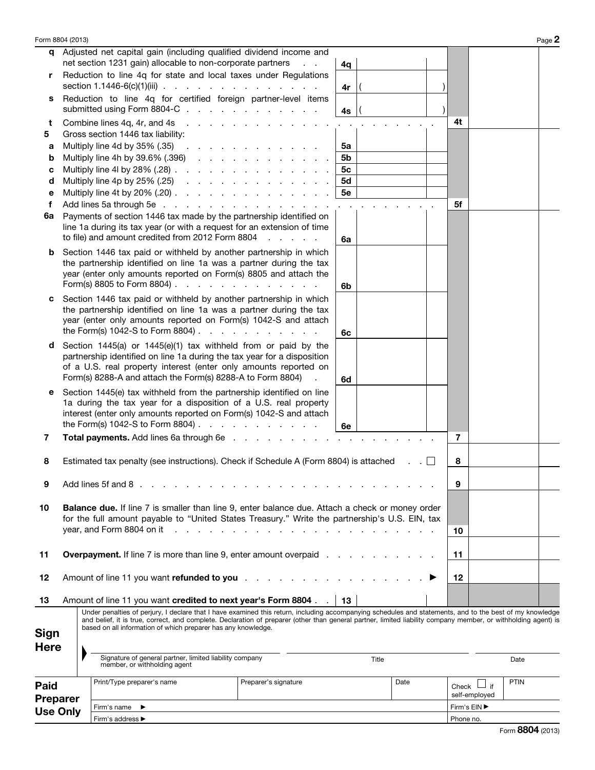| | | | | | |
|---|---|---|---|---|---|
| **q** | Adjusted net capital gain (including qualified dividend income and net section 1231 gain) allocable to non-corporate partners | 4q | | | |
| **r** | Reduction to line 4q for state and local taxes under Regulations section 1.1446-6(c)(1)(iii) | 4r | ( ) | | |
| **s** | Reduction to line 4q for certified foreign partner-level items submitted using Form 8804-C | 4s | ( ) | | |
| **t** | Combine lines 4q, 4r, and 4s | | | 4t | |
| **5** | Gross section 1446 tax liability: | | | | |
| **a** | Multiply line 4d by 35% (.35) | 5a | | | |
| **b** | Multiply line 4h by 39.6% (.396) | 5b | | | |
| **c** | Multiply line 4l by 28% (.28) | 5c | | | |
| **d** | Multiply line 4p by 25% (.25) | 5d | | | |
| **e** | Multiply line 4t by 20% (.20) | 5e | | | |
| **f** | Add lines 5a through 5e | | | 5f | |
| **6a** | Payments of section 1446 tax made by the partnership identified on line 1a during its tax year (or with a request for an extension of time to file) and amount credited from 2012 Form 8804 | 6a | | | |
| **b** | Section 1446 tax paid or withheld by another partnership in which the partnership identified on line 1a was a partner during the tax year (enter only amounts reported on Form(s) 8805 and attach the Form(s) 8805 to Form 8804) | 6b | | | |
| **c** | Section 1446 tax paid or withheld by another partnership in which the partnership identified on line 1a was a partner during the tax year (enter only amounts reported on Form(s) 1042-S and attach the Form(s) 1042-S to Form 8804) | 6c | | | |
| **d** | Section 1445(a) or 1445(e)(1) tax withheld from or paid by the partnership identified on line 1a during the tax year for a disposition of a U.S. real property interest (enter only amounts reported on Form(s) 8288-A and attach the Form(s) 8288-A to Form 8804) | 6d | | | |
| **e** | Section 1445(e) tax withheld from the partnership identified on line 1a during the tax year for a disposition of a U.S. real property interest (enter only amounts reported on Form(s) 1042-S and attach the Form(s) 1042-S to Form 8804) | 6e | | | |
| **7** | **Total payments.** Add lines 6a through 6e | | | 7 | |
| **8** | Estimated tax penalty (see instructions). Check if Schedule A (Form 8804) is attached ☐ | | | 8 | |
| **9** | Add lines 5f and 8 | | | 9 | |
| **10** | **Balance due.** If line 7 is smaller than line 9, enter balance due. Attach a check or money order for the full amount payable to "United States Treasury." Write the partnership's U.S. EIN, tax year, and Form 8804 on it | | | 10 | |
| **11** | **Overpayment.** If line 7 is more than line 9, enter amount overpaid | | | 11 | |
| **12** | Amount of line 11 you want **refunded to you** ▶ | | | 12 | |
| **13** | Amount of line 11 you want **credited to next year's Form 8804** | 13 | | | |

## Sign Here

Under penalties of perjury, I declare that I have examined this return, including accompanying schedules and statements, and to the best of my knowledge and belief, it is true, correct, and complete. Declaration of preparer (other than general partner, limited liability company member, or withholding agent) is based on all information of which preparer has any knowledge.

| Signature of general partner, limited liability company member, or withholding agent | Title | Date |
|---|---|---|
| | | |

## Paid Preparer Use Only

| Print/Type preparer's name | Preparer's signature | Date | Check ☐ if self-employed | PTIN |
|---|---|---|---|---|
| | | | | |
| Firm's name ▶ | | | Firm's EIN ▶ | |
| Firm's address ▶ | | | Phone no. | |

Form **8804** (2013)